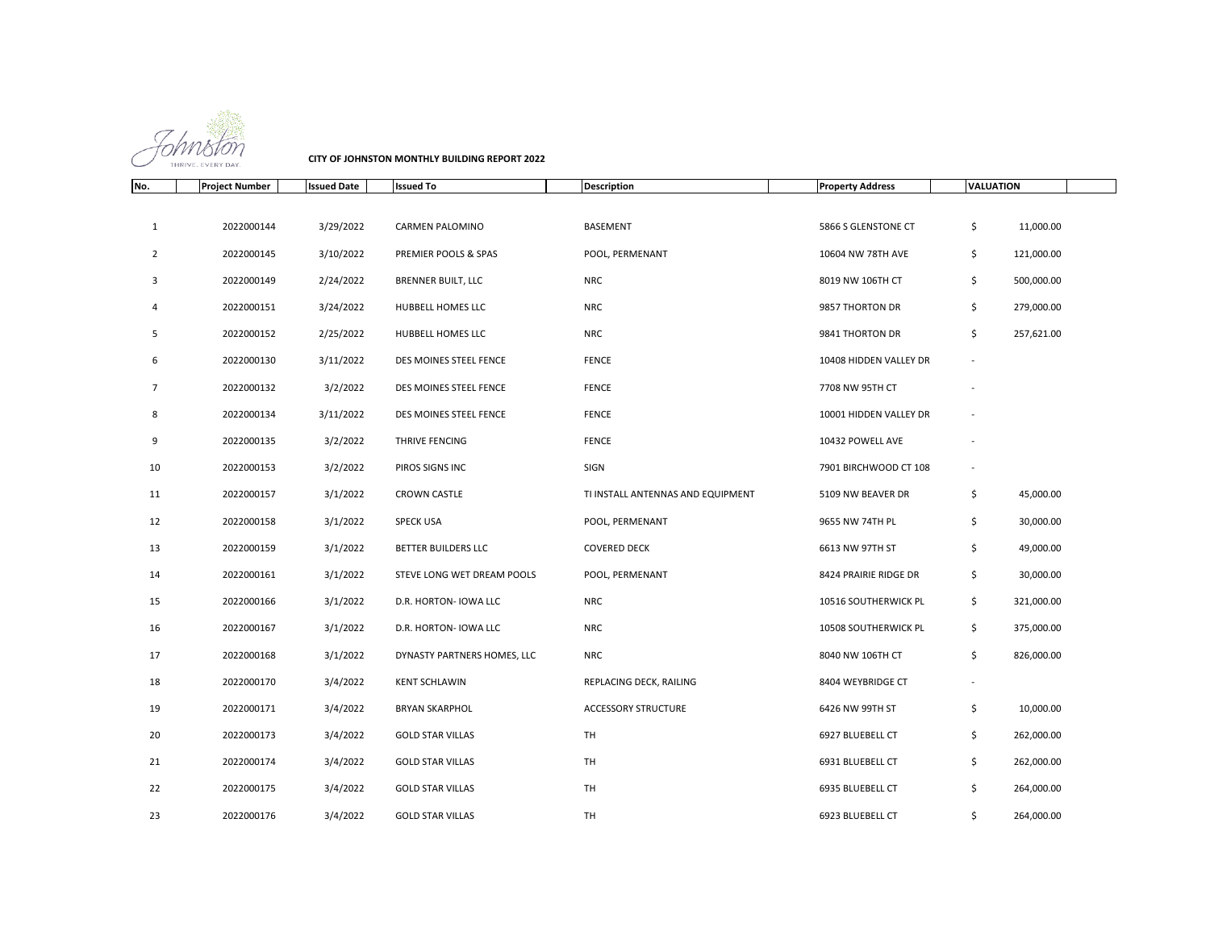Johnston THRIVE. EVERY DAY.

**CITY OF JOHNSTON MONTHLY BUILDING REPORT 2022**

| No. | Project Number | Issued Date | Issued To | Description | Property Address | VALUATION |
|---|---|---|---|---|---|---|
| 1 | 2022000144 | 3/29/2022 | CARMEN PALOMINO | BASEMENT | 5866 S GLENSTONE CT | $ 11,000.00 |
| 2 | 2022000145 | 3/10/2022 | PREMIER POOLS & SPAS | POOL, PERMENANT | 10604 NW 78TH AVE | $ 121,000.00 |
| 3 | 2022000149 | 2/24/2022 | BRENNER BUILT, LLC | NRC | 8019 NW 106TH CT | $ 500,000.00 |
| 4 | 2022000151 | 3/24/2022 | HUBBELL HOMES LLC | NRC | 9857 THORTON DR | $ 279,000.00 |
| 5 | 2022000152 | 2/25/2022 | HUBBELL HOMES LLC | NRC | 9841 THORTON DR | $ 257,621.00 |
| 6 | 2022000130 | 3/11/2022 | DES MOINES STEEL FENCE | FENCE | 10408 HIDDEN VALLEY DR | - |
| 7 | 2022000132 | 3/2/2022 | DES MOINES STEEL FENCE | FENCE | 7708 NW 95TH CT | - |
| 8 | 2022000134 | 3/11/2022 | DES MOINES STEEL FENCE | FENCE | 10001 HIDDEN VALLEY DR | - |
| 9 | 2022000135 | 3/2/2022 | THRIVE FENCING | FENCE | 10432 POWELL AVE | - |
| 10 | 2022000153 | 3/2/2022 | PIROS SIGNS INC | SIGN | 7901 BIRCHWOOD CT 108 | - |
| 11 | 2022000157 | 3/1/2022 | CROWN CASTLE | TI INSTALL ANTENNAS AND EQUIPMENT | 5109 NW BEAVER DR | $ 45,000.00 |
| 12 | 2022000158 | 3/1/2022 | SPECK USA | POOL, PERMENANT | 9655 NW 74TH PL | $ 30,000.00 |
| 13 | 2022000159 | 3/1/2022 | BETTER BUILDERS LLC | COVERED DECK | 6613 NW 97TH ST | $ 49,000.00 |
| 14 | 2022000161 | 3/1/2022 | STEVE LONG WET DREAM POOLS | POOL, PERMENANT | 8424 PRAIRIE RIDGE DR | $ 30,000.00 |
| 15 | 2022000166 | 3/1/2022 | D.R. HORTON- IOWA LLC | NRC | 10516 SOUTHERWICK PL | $ 321,000.00 |
| 16 | 2022000167 | 3/1/2022 | D.R. HORTON- IOWA LLC | NRC | 10508 SOUTHERWICK PL | $ 375,000.00 |
| 17 | 2022000168 | 3/1/2022 | DYNASTY PARTNERS HOMES, LLC | NRC | 8040 NW 106TH CT | $ 826,000.00 |
| 18 | 2022000170 | 3/4/2022 | KENT SCHLAWIN | REPLACING DECK, RAILING | 8404 WEYBRIDGE CT | - |
| 19 | 2022000171 | 3/4/2022 | BRYAN SKARPHOL | ACCESSORY STRUCTURE | 6426 NW 99TH ST | $ 10,000.00 |
| 20 | 2022000173 | 3/4/2022 | GOLD STAR VILLAS | TH | 6927 BLUEBELL CT | $ 262,000.00 |
| 21 | 2022000174 | 3/4/2022 | GOLD STAR VILLAS | TH | 6931 BLUEBELL CT | $ 262,000.00 |
| 22 | 2022000175 | 3/4/2022 | GOLD STAR VILLAS | TH | 6935 BLUEBELL CT | $ 264,000.00 |
| 23 | 2022000176 | 3/4/2022 | GOLD STAR VILLAS | TH | 6923 BLUEBELL CT | $ 264,000.00 |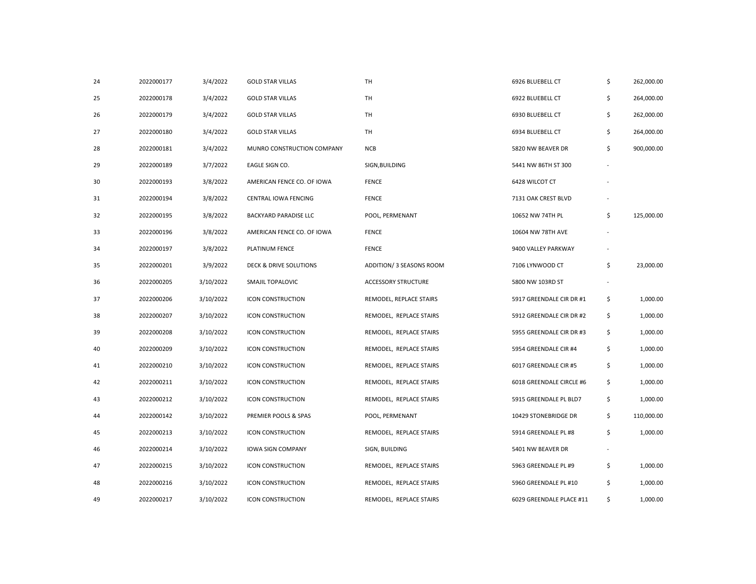| | | | | | | | |
|---|---|---|---|---|---|---|---|
| 24 | 2022000177 | 3/4/2022 | GOLD STAR VILLAS | TH | 6926 BLUEBELL CT | $ | 262,000.00 |
| 25 | 2022000178 | 3/4/2022 | GOLD STAR VILLAS | TH | 6922 BLUEBELL CT | $ | 264,000.00 |
| 26 | 2022000179 | 3/4/2022 | GOLD STAR VILLAS | TH | 6930 BLUEBELL CT | $ | 262,000.00 |
| 27 | 2022000180 | 3/4/2022 | GOLD STAR VILLAS | TH | 6934 BLUEBELL CT | $ | 264,000.00 |
| 28 | 2022000181 | 3/4/2022 | MUNRO CONSTRUCTION COMPANY | NCB | 5820 NW BEAVER DR | $ | 900,000.00 |
| 29 | 2022000189 | 3/7/2022 | EAGLE SIGN CO. | SIGN,BUILDING | 5441 NW 86TH ST 300 | - | |
| 30 | 2022000193 | 3/8/2022 | AMERICAN FENCE CO. OF IOWA | FENCE | 6428 WILCOT CT | - | |
| 31 | 2022000194 | 3/8/2022 | CENTRAL IOWA FENCING | FENCE | 7131 OAK CREST BLVD | - | |
| 32 | 2022000195 | 3/8/2022 | BACKYARD PARADISE LLC | POOL, PERMENANT | 10652 NW 74TH PL | $ | 125,000.00 |
| 33 | 2022000196 | 3/8/2022 | AMERICAN FENCE CO. OF IOWA | FENCE | 10604 NW 78TH AVE | - | |
| 34 | 2022000197 | 3/8/2022 | PLATINUM FENCE | FENCE | 9400 VALLEY PARKWAY | - | |
| 35 | 2022000201 | 3/9/2022 | DECK & DRIVE SOLUTIONS | ADDITION/ 3 SEASONS ROOM | 7106 LYNWOOD CT | $ | 23,000.00 |
| 36 | 2022000205 | 3/10/2022 | SMAJIL TOPALOVIC | ACCESSORY STRUCTURE | 5800 NW 103RD ST | - | |
| 37 | 2022000206 | 3/10/2022 | ICON CONSTRUCTION | REMODEL, REPLACE STAIRS | 5917 GREENDALE CIR DR #1 | $ | 1,000.00 |
| 38 | 2022000207 | 3/10/2022 | ICON CONSTRUCTION | REMODEL, REPLACE STAIRS | 5912 GREENDALE CIR DR #2 | $ | 1,000.00 |
| 39 | 2022000208 | 3/10/2022 | ICON CONSTRUCTION | REMODEL, REPLACE STAIRS | 5955 GREENDALE CIR DR #3 | $ | 1,000.00 |
| 40 | 2022000209 | 3/10/2022 | ICON CONSTRUCTION | REMODEL, REPLACE STAIRS | 5954 GREENDALE CIR #4 | $ | 1,000.00 |
| 41 | 2022000210 | 3/10/2022 | ICON CONSTRUCTION | REMODEL, REPLACE STAIRS | 6017 GREENDALE CIR #5 | $ | 1,000.00 |
| 42 | 2022000211 | 3/10/2022 | ICON CONSTRUCTION | REMODEL, REPLACE STAIRS | 6018 GREENDALE CIRCLE #6 | $ | 1,000.00 |
| 43 | 2022000212 | 3/10/2022 | ICON CONSTRUCTION | REMODEL, REPLACE STAIRS | 5915 GREENDALE PL BLD7 | $ | 1,000.00 |
| 44 | 2022000142 | 3/10/2022 | PREMIER POOLS & SPAS | POOL, PERMENANT | 10429 STONEBRIDGE DR | $ | 110,000.00 |
| 45 | 2022000213 | 3/10/2022 | ICON CONSTRUCTION | REMODEL, REPLACE STAIRS | 5914 GREENDALE PL #8 | $ | 1,000.00 |
| 46 | 2022000214 | 3/10/2022 | IOWA SIGN COMPANY | SIGN, BUILDING | 5401 NW BEAVER DR | - | |
| 47 | 2022000215 | 3/10/2022 | ICON CONSTRUCTION | REMODEL, REPLACE STAIRS | 5963 GREENDALE PL #9 | $ | 1,000.00 |
| 48 | 2022000216 | 3/10/2022 | ICON CONSTRUCTION | REMODEL, REPLACE STAIRS | 5960 GREENDALE PL #10 | $ | 1,000.00 |
| 49 | 2022000217 | 3/10/2022 | ICON CONSTRUCTION | REMODEL, REPLACE STAIRS | 6029 GREENDALE PLACE #11 | $ | 1,000.00 |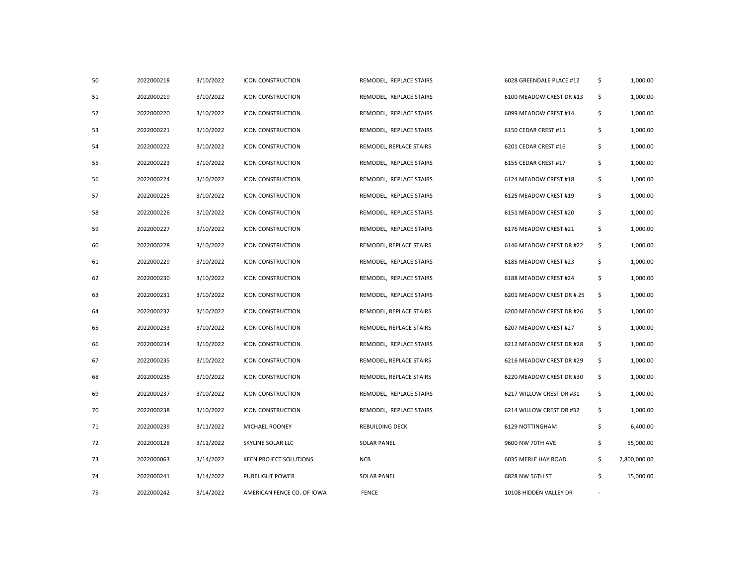| | | | | | | | |
|---|---|---|---|---|---|---|---|
| 50 | 2022000218 | 3/10/2022 | ICON CONSTRUCTION | REMODEL, REPLACE STAIRS | 6028 GREENDALE PLACE #12 | $ | 1,000.00 |
| 51 | 2022000219 | 3/10/2022 | ICON CONSTRUCTION | REMODEL, REPLACE STAIRS | 6100 MEADOW CREST DR #13 | $ | 1,000.00 |
| 52 | 2022000220 | 3/10/2022 | ICON CONSTRUCTION | REMODEL, REPLACE STAIRS | 6099 MEADOW CREST #14 | $ | 1,000.00 |
| 53 | 2022000221 | 3/10/2022 | ICON CONSTRUCTION | REMODEL, REPLACE STAIRS | 6150 CEDAR CREST #15 | $ | 1,000.00 |
| 54 | 2022000222 | 3/10/2022 | ICON CONSTRUCTION | REMODEL, REPLACE STAIRS | 6201 CEDAR CREST #16 | $ | 1,000.00 |
| 55 | 2022000223 | 3/10/2022 | ICON CONSTRUCTION | REMODEL, REPLACE STAIRS | 6155 CEDAR CREST #17 | $ | 1,000.00 |
| 56 | 2022000224 | 3/10/2022 | ICON CONSTRUCTION | REMODEL, REPLACE STAIRS | 6124 MEADOW CREST #18 | $ | 1,000.00 |
| 57 | 2022000225 | 3/10/2022 | ICON CONSTRUCTION | REMODEL, REPLACE STAIRS | 6125 MEADOW CREST #19 | $ | 1,000.00 |
| 58 | 2022000226 | 3/10/2022 | ICON CONSTRUCTION | REMODEL, REPLACE STAIRS | 6151 MEADOW CREST #20 | $ | 1,000.00 |
| 59 | 2022000227 | 3/10/2022 | ICON CONSTRUCTION | REMODEL, REPLACE STAIRS | 6176 MEADOW CREST #21 | $ | 1,000.00 |
| 60 | 2022000228 | 3/10/2022 | ICON CONSTRUCTION | REMODEL, REPLACE STAIRS | 6146 MEADOW CREST DR #22 | $ | 1,000.00 |
| 61 | 2022000229 | 3/10/2022 | ICON CONSTRUCTION | REMODEL, REPLACE STAIRS | 6185 MEADOW CREST #23 | $ | 1,000.00 |
| 62 | 2022000230 | 3/10/2022 | ICON CONSTRUCTION | REMODEL, REPLACE STAIRS | 6188 MEADOW CREST #24 | $ | 1,000.00 |
| 63 | 2022000231 | 3/10/2022 | ICON CONSTRUCTION | REMODEL, REPLACE STAIRS | 6201 MEADOW CREST DR # 25 | $ | 1,000.00 |
| 64 | 2022000232 | 3/10/2022 | ICON CONSTRUCTION | REMODEL, REPLACE STAIRS | 6200 MEADOW CREST DR #26 | $ | 1,000.00 |
| 65 | 2022000233 | 3/10/2022 | ICON CONSTRUCTION | REMODEL, REPLACE STAIRS | 6207 MEADOW CREST #27 | $ | 1,000.00 |
| 66 | 2022000234 | 3/10/2022 | ICON CONSTRUCTION | REMODEL, REPLACE STAIRS | 6212 MEADOW CREST DR #28 | $ | 1,000.00 |
| 67 | 2022000235 | 3/10/2022 | ICON CONSTRUCTION | REMODEL, REPLACE STAIRS | 6216 MEADOW CREST DR #29 | $ | 1,000.00 |
| 68 | 2022000236 | 3/10/2022 | ICON CONSTRUCTION | REMODEL, REPLACE STAIRS | 6220 MEADOW CREST DR #30 | $ | 1,000.00 |
| 69 | 2022000237 | 3/10/2022 | ICON CONSTRUCTION | REMODEL, REPLACE STAIRS | 6217 WILLOW CREST DR #31 | $ | 1,000.00 |
| 70 | 2022000238 | 3/10/2022 | ICON CONSTRUCTION | REMODEL, REPLACE STAIRS | 6214 WILLOW CREST DR #32 | $ | 1,000.00 |
| 71 | 2022000239 | 3/11/2022 | MICHAEL ROONEY | REBUILDING DECK | 6129 NOTTINGHAM | $ | 6,400.00 |
| 72 | 2022000128 | 3/11/2022 | SKYLINE SOLAR LLC | SOLAR PANEL | 9600 NW 70TH AVE | $ | 55,000.00 |
| 73 | 2022000063 | 3/14/2022 | KEEN PROJECT SOLUTIONS | NCB | 6035 MERLE HAY ROAD | $ | 2,800,000.00 |
| 74 | 2022000241 | 3/14/2022 | PURELIGHT POWER | SOLAR PANEL | 6828 NW 56TH ST | $ | 15,000.00 |
| 75 | 2022000242 | 3/14/2022 | AMERICAN FENCE CO. OF IOWA | FENCE | 10108 HIDDEN VALLEY DR | - | |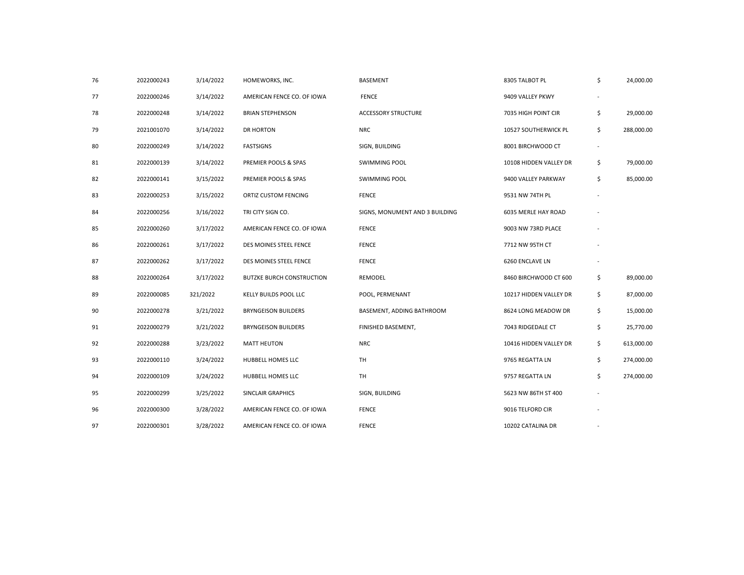| | | | | | | | |
|---|---|---|---|---|---|---|---|
| 76 | 2022000243 | 3/14/2022 | HOMEWORKS, INC. | BASEMENT | 8305 TALBOT PL | $ | 24,000.00 |
| 77 | 2022000246 | 3/14/2022 | AMERICAN FENCE CO. OF IOWA | FENCE | 9409 VALLEY PKWY | - | |
| 78 | 2022000248 | 3/14/2022 | BRIAN STEPHENSON | ACCESSORY STRUCTURE | 7035 HIGH POINT CIR | $ | 29,000.00 |
| 79 | 2021001070 | 3/14/2022 | DR HORTON | NRC | 10527 SOUTHERWICK PL | $ | 288,000.00 |
| 80 | 2022000249 | 3/14/2022 | FASTSIGNS | SIGN, BUILDING | 8001 BIRCHWOOD CT | - | |
| 81 | 2022000139 | 3/14/2022 | PREMIER POOLS & SPAS | SWIMMING POOL | 10108 HIDDEN VALLEY DR | $ | 79,000.00 |
| 82 | 2022000141 | 3/15/2022 | PREMIER POOLS & SPAS | SWIMMING POOL | 9400 VALLEY PARKWAY | $ | 85,000.00 |
| 83 | 2022000253 | 3/15/2022 | ORTIZ CUSTOM FENCING | FENCE | 9531 NW 74TH PL | - | |
| 84 | 2022000256 | 3/16/2022 | TRI CITY SIGN CO. | SIGNS, MONUMENT AND 3 BUILDING | 6035 MERLE HAY ROAD | - | |
| 85 | 2022000260 | 3/17/2022 | AMERICAN FENCE CO. OF IOWA | FENCE | 9003 NW 73RD PLACE | - | |
| 86 | 2022000261 | 3/17/2022 | DES MOINES STEEL FENCE | FENCE | 7712 NW 95TH CT | - | |
| 87 | 2022000262 | 3/17/2022 | DES MOINES STEEL FENCE | FENCE | 6260 ENCLAVE LN | - | |
| 88 | 2022000264 | 3/17/2022 | BUTZKE BURCH CONSTRUCTION | REMODEL | 8460 BIRCHWOOD CT 600 | $ | 89,000.00 |
| 89 | 2022000085 | 321/2022 | KELLY BUILDS POOL LLC | POOL, PERMENANT | 10217 HIDDEN VALLEY DR | $ | 87,000.00 |
| 90 | 2022000278 | 3/21/2022 | BRYNGEISON BUILDERS | BASEMENT, ADDING BATHROOM | 8624 LONG MEADOW DR | $ | 15,000.00 |
| 91 | 2022000279 | 3/21/2022 | BRYNGEISON BUILDERS | FINISHED BASEMENT, | 7043 RIDGEDALE CT | $ | 25,770.00 |
| 92 | 2022000288 | 3/23/2022 | MATT HEUTON | NRC | 10416 HIDDEN VALLEY DR | $ | 613,000.00 |
| 93 | 2022000110 | 3/24/2022 | HUBBELL HOMES LLC | TH | 9765 REGATTA LN | $ | 274,000.00 |
| 94 | 2022000109 | 3/24/2022 | HUBBELL HOMES LLC | TH | 9757 REGATTA LN | $ | 274,000.00 |
| 95 | 2022000299 | 3/25/2022 | SINCLAIR GRAPHICS | SIGN, BUILDING | 5623 NW 86TH ST 400 | - | |
| 96 | 2022000300 | 3/28/2022 | AMERICAN FENCE CO. OF IOWA | FENCE | 9016 TELFORD CIR | - | |
| 97 | 2022000301 | 3/28/2022 | AMERICAN FENCE CO. OF IOWA | FENCE | 10202 CATALINA DR | - | |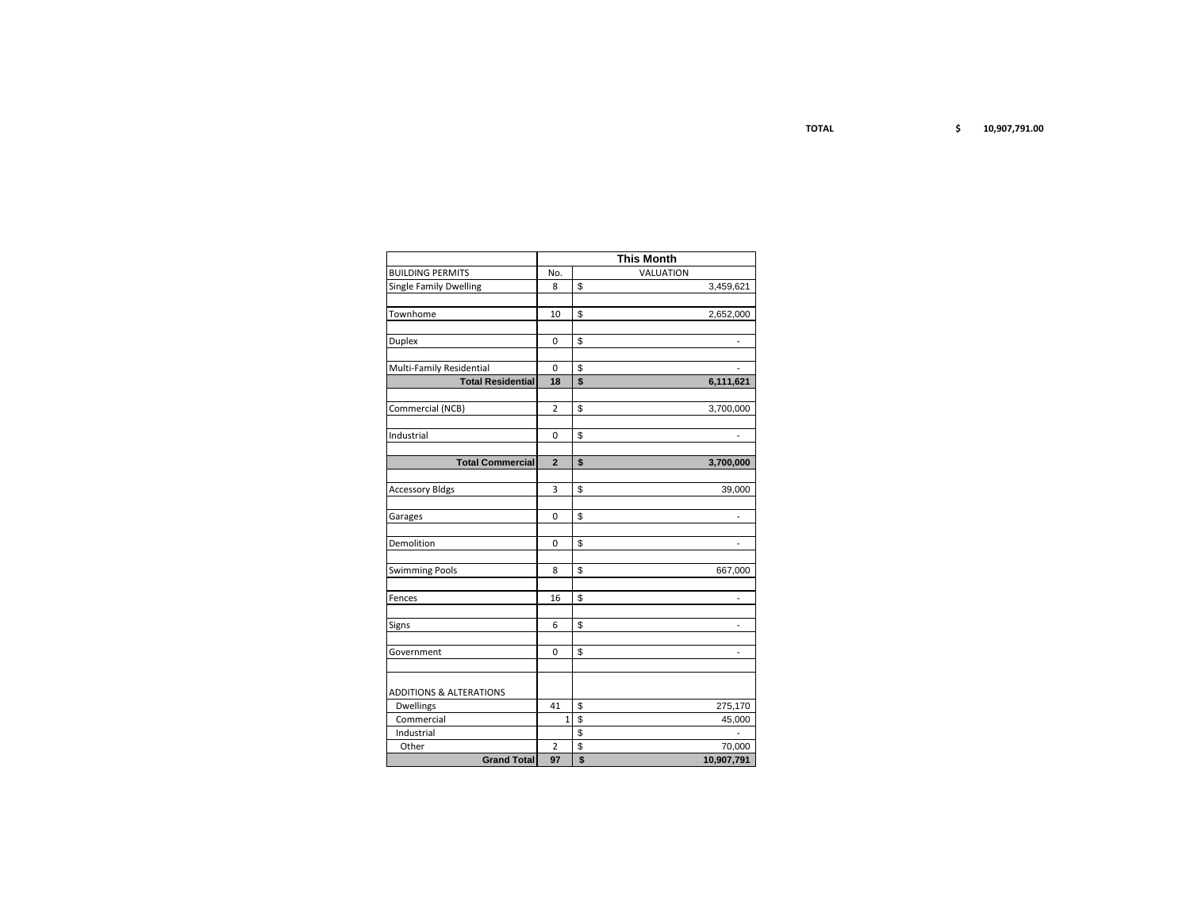**TOTAL** **$ 10,907,791.00**

| | This Month | |
|---|---|---|
| BUILDING PERMITS | No. | VALUATION |
| Single Family Dwelling | 8 | $ 3,459,621 |
| | | |
| Townhome | 10 | $ 2,652,000 |
| | | |
| Duplex | 0 | $ - |
| | | |
| Multi-Family Residential | 0 | $ - |
| **Total Residential** | **18** | **$ 6,111,621** |
| | | |
| Commercial (NCB) | 2 | $ 3,700,000 |
| | | |
| Industrial | 0 | $ - |
| | | |
| **Total Commercial** | **2** | **$ 3,700,000** |
| | | |
| Accessory Bldgs | 3 | $ 39,000 |
| | | |
| Garages | 0 | $ - |
| | | |
| Demolition | 0 | $ - |
| | | |
| Swimming Pools | 8 | $ 667,000 |
| | | |
| Fences | 16 | $ - |
| | | |
| Signs | 6 | $ - |
| | | |
| Government | 0 | $ - |
| | | |
| ADDITIONS & ALTERATIONS | | |
| Dwellings | 41 | $ 275,170 |
| Commercial | 1 | $ 45,000 |
| Industrial | | $ - |
| Other | 2 | $ 70,000 |
| **Grand Total** | **97** | **$ 10,907,791** |